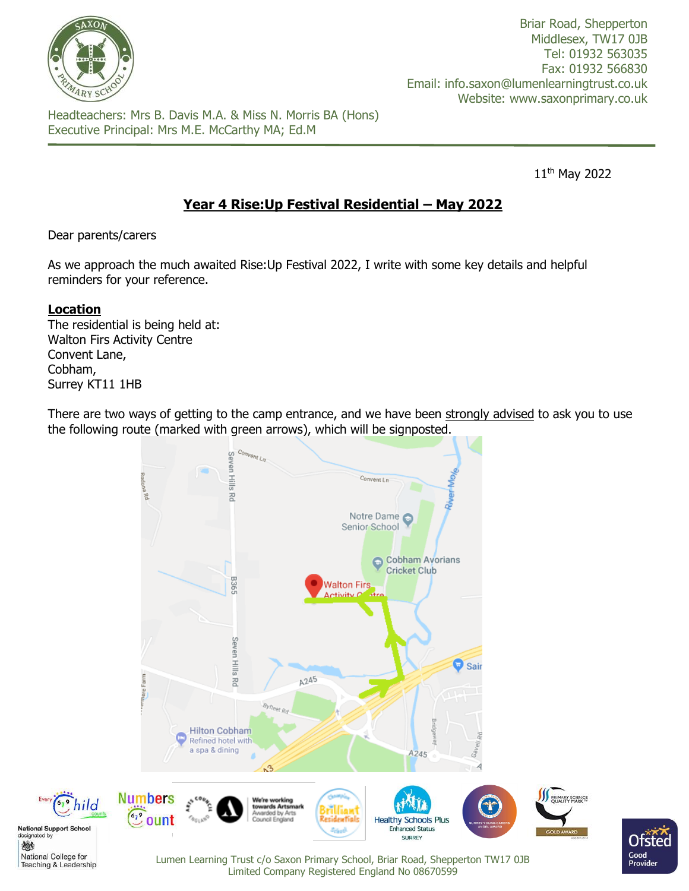Briar Road, Shepperton
Middlesex, TW17 0JB
Tel: 01932 563035
Fax: 01932 566830
Email: info.saxon@lumenlearningtrust.co.uk
Website: www.saxonprimary.co.uk

Headteachers: Mrs B. Davis M.A. & Miss N. Morris BA (Hons)
Executive Principal: Mrs M.E. McCarthy MA; Ed.M

11th May 2022

## **Year 4 Rise:Up Festival Residential – May 2022**

Dear parents/carers

As we approach the much awaited Rise:Up Festival 2022, I write with some key details and helpful reminders for your reference.

**Location**

The residential is being held at:
Walton Firs Activity Centre
Convent Lane,
Cobham,
Surrey KT11 1HB

There are two ways of getting to the camp entrance, and we have been strongly advised to ask you to use the following route (marked with green arrows), which will be signposted.

Lumen Learning Trust c/o Saxon Primary School, Briar Road, Shepperton TW17 0JB
Limited Company Registered England No 08670599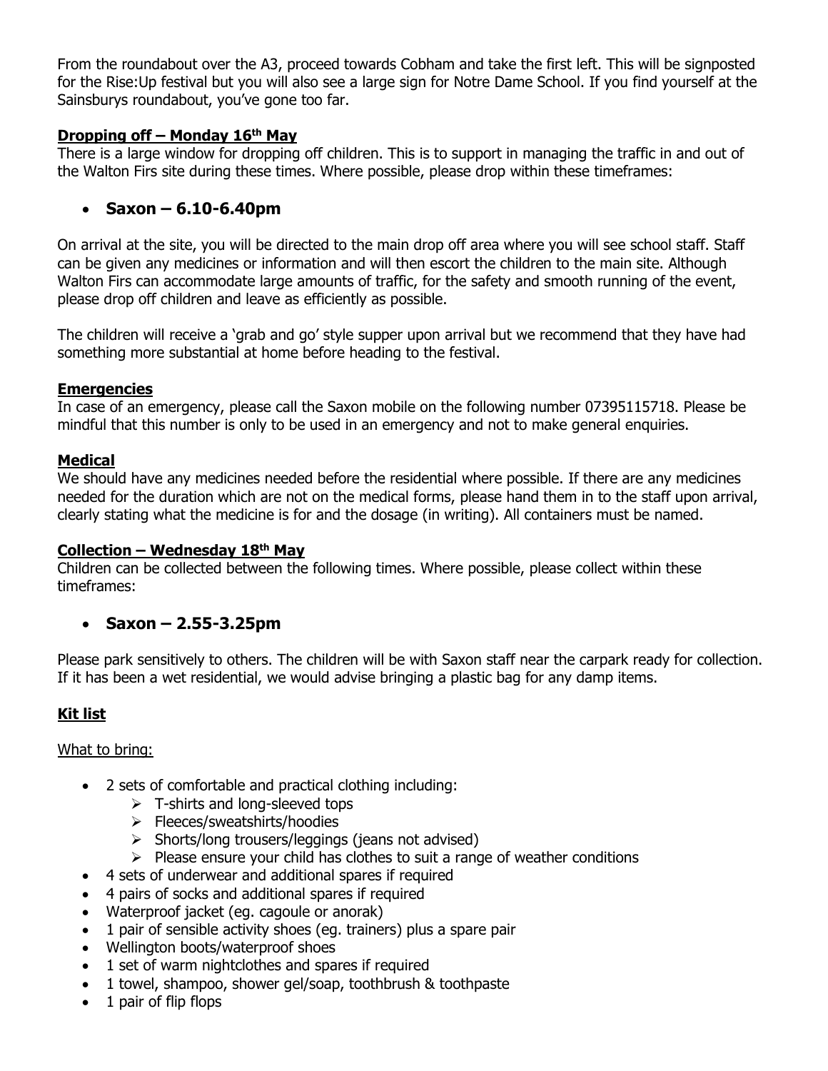From the roundabout over the A3, proceed towards Cobham and take the first left. This will be signposted for the Rise:Up festival but you will also see a large sign for Notre Dame School. If you find yourself at the Sainsburys roundabout, you've gone too far.

**Dropping off – Monday 16th May**

There is a large window for dropping off children. This is to support in managing the traffic in and out of the Walton Firs site during these times. Where possible, please drop within these timeframes:

- **Saxon – 6.10-6.40pm**

On arrival at the site, you will be directed to the main drop off area where you will see school staff. Staff can be given any medicines or information and will then escort the children to the main site. Although Walton Firs can accommodate large amounts of traffic, for the safety and smooth running of the event, please drop off children and leave as efficiently as possible.

The children will receive a 'grab and go' style supper upon arrival but we recommend that they have had something more substantial at home before heading to the festival.

**Emergencies**

In case of an emergency, please call the Saxon mobile on the following number 07395115718. Please be mindful that this number is only to be used in an emergency and not to make general enquiries.

**Medical**

We should have any medicines needed before the residential where possible. If there are any medicines needed for the duration which are not on the medical forms, please hand them in to the staff upon arrival, clearly stating what the medicine is for and the dosage (in writing). All containers must be named.

**Collection – Wednesday 18th May**

Children can be collected between the following times. Where possible, please collect within these timeframes:

- **Saxon – 2.55-3.25pm**

Please park sensitively to others. The children will be with Saxon staff near the carpark ready for collection. If it has been a wet residential, we would advise bringing a plastic bag for any damp items.

**Kit list**

What to bring:

- 2 sets of comfortable and practical clothing including:
  - T-shirts and long-sleeved tops
  - Fleeces/sweatshirts/hoodies
  - Shorts/long trousers/leggings (jeans not advised)
  - Please ensure your child has clothes to suit a range of weather conditions
- 4 sets of underwear and additional spares if required
- 4 pairs of socks and additional spares if required
- Waterproof jacket (eg. cagoule or anorak)
- 1 pair of sensible activity shoes (eg. trainers) plus a spare pair
- Wellington boots/waterproof shoes
- 1 set of warm nightclothes and spares if required
- 1 towel, shampoo, shower gel/soap, toothbrush & toothpaste
- 1 pair of flip flops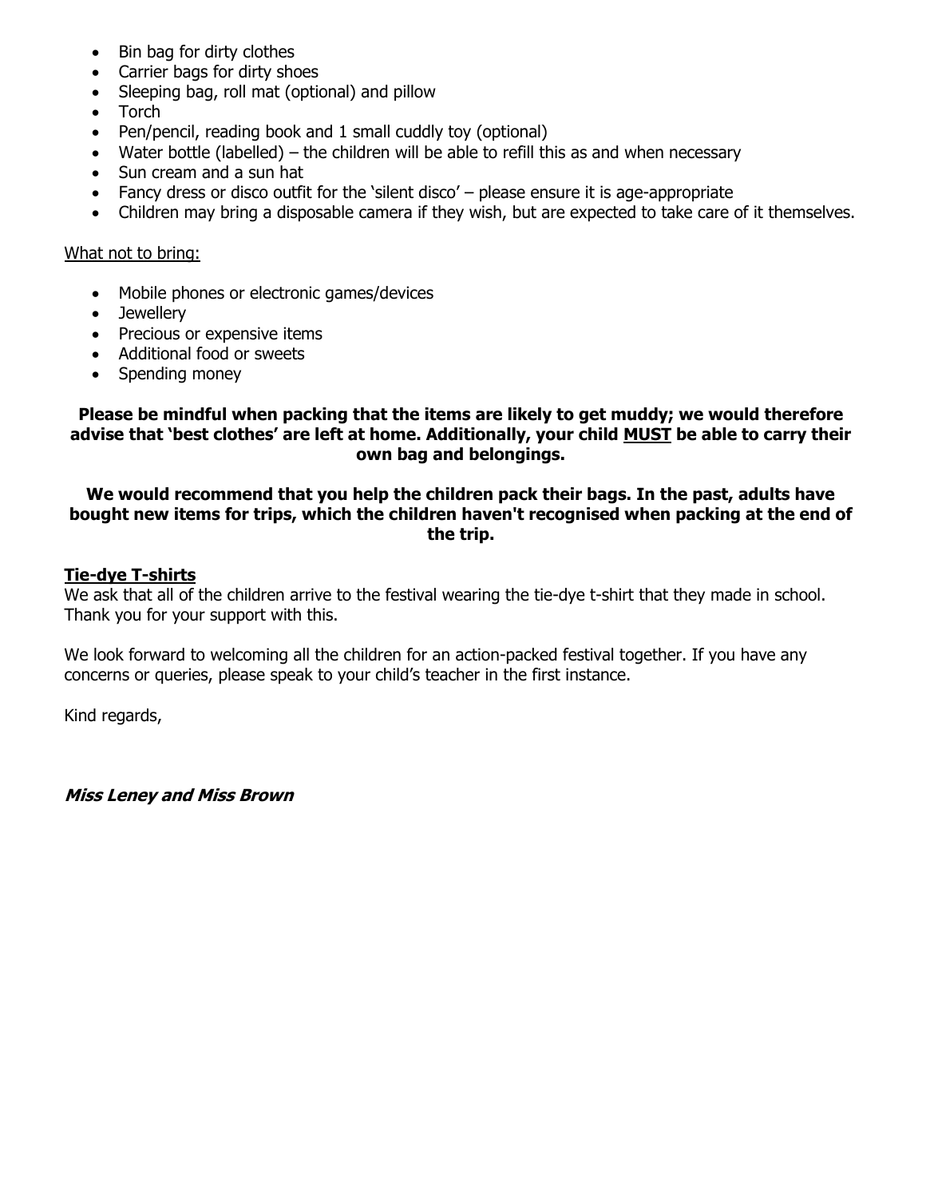- Bin bag for dirty clothes
- Carrier bags for dirty shoes
- Sleeping bag, roll mat (optional) and pillow
- Torch
- Pen/pencil, reading book and 1 small cuddly toy (optional)
- Water bottle (labelled) – the children will be able to refill this as and when necessary
- Sun cream and a sun hat
- Fancy dress or disco outfit for the 'silent disco' – please ensure it is age-appropriate
- Children may bring a disposable camera if they wish, but are expected to take care of it themselves.

<u>What not to bring:</u>

- Mobile phones or electronic games/devices
- Jewellery
- Precious or expensive items
- Additional food or sweets
- Spending money

**Please be mindful when packing that the items are likely to get muddy; we would therefore advise that 'best clothes' are left at home. Additionally, your child <u>MUST</u> be able to carry their own bag and belongings.**

**We would recommend that you help the children pack their bags. In the past, adults have bought new items for trips, which the children haven't recognised when packing at the end of the trip.**

**<u>Tie-dye T-shirts</u>**

We ask that all of the children arrive to the festival wearing the tie-dye t-shirt that they made in school. Thank you for your support with this.

We look forward to welcoming all the children for an action-packed festival together. If you have any concerns or queries, please speak to your child's teacher in the first instance.

Kind regards,

***Miss Leney and Miss Brown***